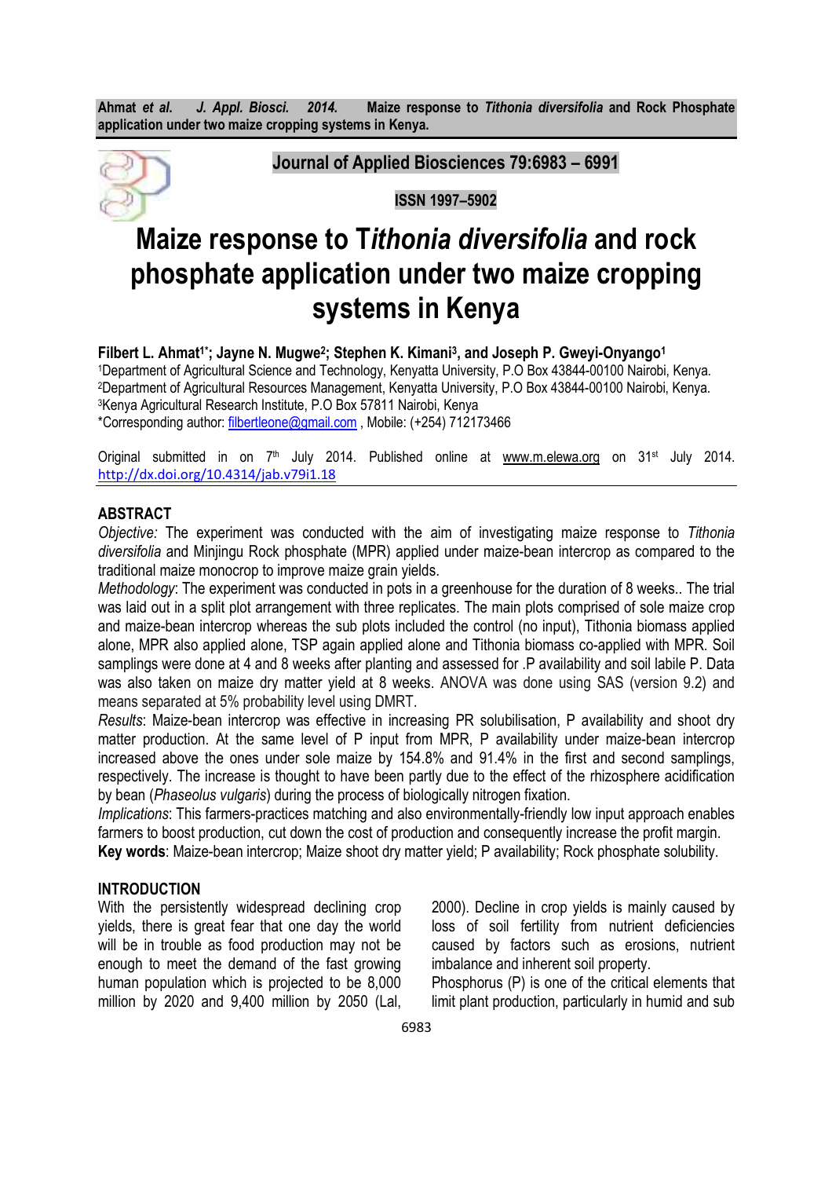Journal of Applied Biosciences 79:6983 – 6991

ISSN 1997–5902

# Maize response to T*ithonia diversifolia* and rock phosphate application under two maize cropping systems in Kenya

**Filbert L. Ahmat[1*]; Jayne N. Mugwe[2]; Stephen K. Kimani[3], and Joseph P. Gweyi-Onyango[1]**

[1]Department of Agricultural Science and Technology, Kenyatta University, P.O Box 43844-00100 Nairobi, Kenya.
[2]Department of Agricultural Resources Management, Kenyatta University, P.O Box 43844-00100 Nairobi, Kenya.
[3]Kenya Agricultural Research Institute, P.O Box 57811 Nairobi, Kenya
*Corresponding author: filbertleone@gmail.com , Mobile: (+254) 712173466

Original submitted in on 7th July 2014. Published online at www.m.elewa.org on 31st July 2014.
http://dx.doi.org/10.4314/jab.v79i1.18

## ABSTRACT

*Objective:* The experiment was conducted with the aim of investigating maize response to *Tithonia diversifolia* and Minjingu Rock phosphate (MPR) applied under maize-bean intercrop as compared to the traditional maize monocrop to improve maize grain yields.

*Methodology*: The experiment was conducted in pots in a greenhouse for the duration of 8 weeks.. The trial was laid out in a split plot arrangement with three replicates. The main plots comprised of sole maize crop and maize-bean intercrop whereas the sub plots included the control (no input), Tithonia biomass applied alone, MPR also applied alone, TSP again applied alone and Tithonia biomass co-applied with MPR. Soil samplings were done at 4 and 8 weeks after planting and assessed for .P availability and soil labile P. Data was also taken on maize dry matter yield at 8 weeks. ANOVA was done using SAS (version 9.2) and means separated at 5% probability level using DMRT.

*Results*: Maize-bean intercrop was effective in increasing PR solubilisation, P availability and shoot dry matter production. At the same level of P input from MPR, P availability under maize-bean intercrop increased above the ones under sole maize by 154.8% and 91.4% in the first and second samplings, respectively. The increase is thought to have been partly due to the effect of the rhizosphere acidification by bean (*Phaseolus vulgaris*) during the process of biologically nitrogen fixation.

*Implications*: This farmers-practices matching and also environmentally-friendly low input approach enables farmers to boost production, cut down the cost of production and consequently increase the profit margin.

**Key words**: Maize-bean intercrop; Maize shoot dry matter yield; P availability; Rock phosphate solubility.

## INTRODUCTION

With the persistently widespread declining crop yields, there is great fear that one day the world will be in trouble as food production may not be enough to meet the demand of the fast growing human population which is projected to be 8,000 million by 2020 and 9,400 million by 2050 (Lal, 2000). Decline in crop yields is mainly caused by loss of soil fertility from nutrient deficiencies caused by factors such as erosions, nutrient imbalance and inherent soil property.

Phosphorus (P) is one of the critical elements that limit plant production, particularly in humid and sub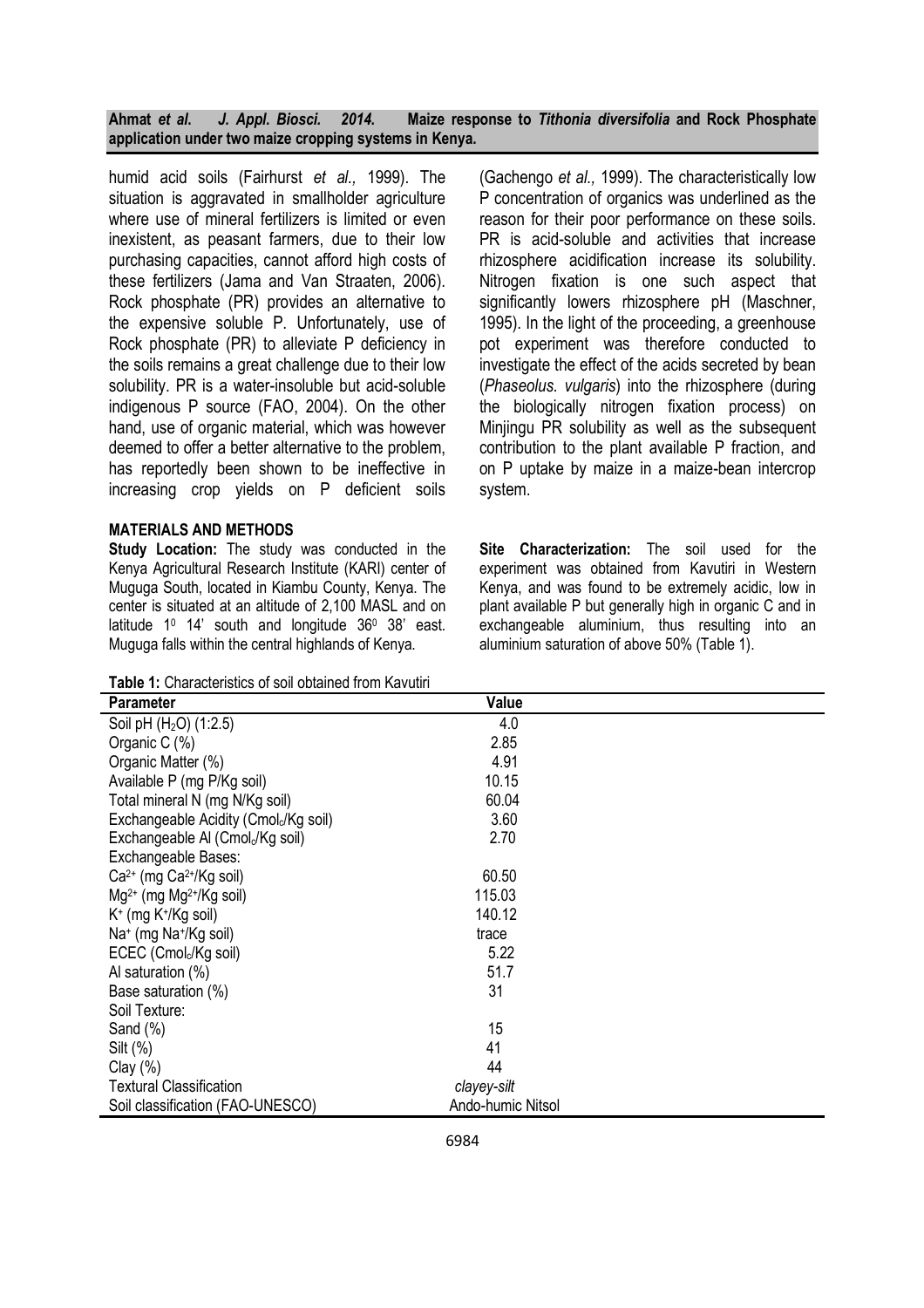humid acid soils (Fairhurst *et al.,* 1999). The situation is aggravated in smallholder agriculture where use of mineral fertilizers is limited or even inexistent, as peasant farmers, due to their low purchasing capacities, cannot afford high costs of these fertilizers (Jama and Van Straaten, 2006). Rock phosphate (PR) provides an alternative to the expensive soluble P. Unfortunately, use of Rock phosphate (PR) to alleviate P deficiency in the soils remains a great challenge due to their low solubility. PR is a water-insoluble but acid-soluble indigenous P source (FAO, 2004). On the other hand, use of organic material, which was however deemed to offer a better alternative to the problem, has reportedly been shown to be ineffective in increasing crop yields on P deficient soils (Gachengo *et al.,* 1999). The characteristically low P concentration of organics was underlined as the reason for their poor performance on these soils. PR is acid-soluble and activities that increase rhizosphere acidification increase its solubility. Nitrogen fixation is one such aspect that significantly lowers rhizosphere pH (Maschner, 1995). In the light of the proceeding, a greenhouse pot experiment was therefore conducted to investigate the effect of the acids secreted by bean (*Phaseolus. vulgaris*) into the rhizosphere (during the biologically nitrogen fixation process) on Minjingu PR solubility as well as the subsequent contribution to the plant available P fraction, and on P uptake by maize in a maize-bean intercrop system.

## MATERIALS AND METHODS

**Study Location:** The study was conducted in the Kenya Agricultural Research Institute (KARI) center of Muguga South, located in Kiambu County, Kenya. The center is situated at an altitude of 2,100 MASL and on latitude 1$^0$ 14' south and longitude 36$^0$ 38' east. Muguga falls within the central highlands of Kenya.

**Site Characterization:** The soil used for the experiment was obtained from Kavutiri in Western Kenya, and was found to be extremely acidic, low in plant available P but generally high in organic C and in exchangeable aluminium, thus resulting into an aluminium saturation of above 50% (Table 1).

**Table 1:** Characteristics of soil obtained from Kavutiri

| Parameter | Value |
|---|---|
| Soil pH ($H_2O$) (1:2.5) | 4.0 |
| Organic C (%) | 2.85 |
| Organic Matter (%) | 4.91 |
| Available P (mg P/Kg soil) | 10.15 |
| Total mineral N (mg N/Kg soil) | 60.04 |
| Exchangeable Acidity (Cmol$_c$/Kg soil) | 3.60 |
| Exchangeable Al (Cmol$_c$/Kg soil) | 2.70 |
| Exchangeable Bases: | |
| $Ca^{2+}$ (mg $Ca^{2+}$/Kg soil) | 60.50 |
| $Mg^{2+}$ (mg $Mg^{2+}$/Kg soil) | 115.03 |
| $K^+$ (mg $K^+$/Kg soil) | 140.12 |
| $Na^+$ (mg $Na^+$/Kg soil) | trace |
| ECEC (Cmol$_c$/Kg soil) | 5.22 |
| Al saturation (%) | 51.7 |
| Base saturation (%) | 31 |
| Soil Texture: | |
| Sand (%) | 15 |
| Silt (%) | 41 |
| Clay (%) | 44 |
| Textural Classification | *clayey-silt* |
| Soil classification (FAO-UNESCO) | Ando-humic Nitsol |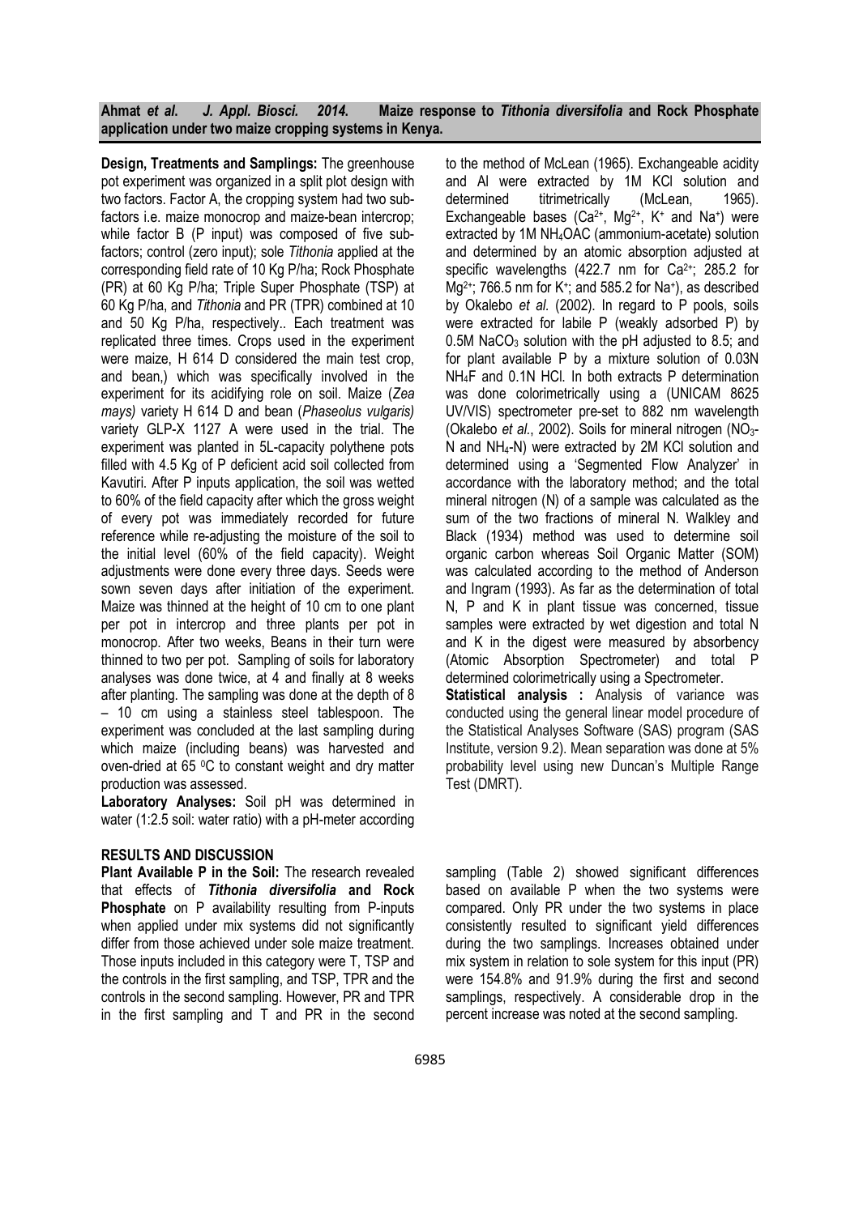**Design, Treatments and Samplings:** The greenhouse pot experiment was organized in a split plot design with two factors. Factor A, the cropping system had two sub-factors i.e. maize monocrop and maize-bean intercrop; while factor B (P input) was composed of five sub-factors; control (zero input); sole *Tithonia* applied at the corresponding field rate of 10 Kg P/ha; Rock Phosphate (PR) at 60 Kg P/ha; Triple Super Phosphate (TSP) at 60 Kg P/ha, and *Tithonia* and PR (TPR) combined at 10 and 50 Kg P/ha, respectively.. Each treatment was replicated three times. Crops used in the experiment were maize, H 614 D considered the main test crop, and bean,) which was specifically involved in the experiment for its acidifying role on soil. Maize (*Zea mays)* variety H 614 D and bean (*Phaseolus vulgaris)* variety GLP-X 1127 A were used in the trial. The experiment was planted in 5L-capacity polythene pots filled with 4.5 Kg of P deficient acid soil collected from Kavutiri. After P inputs application, the soil was wetted to 60% of the field capacity after which the gross weight of every pot was immediately recorded for future reference while re-adjusting the moisture of the soil to the initial level (60% of the field capacity). Weight adjustments were done every three days. Seeds were sown seven days after initiation of the experiment. Maize was thinned at the height of 10 cm to one plant per pot in intercrop and three plants per pot in monocrop. After two weeks, Beans in their turn were thinned to two per pot. Sampling of soils for laboratory analyses was done twice, at 4 and finally at 8 weeks after planting. The sampling was done at the depth of 8 – 10 cm using a stainless steel tablespoon. The experiment was concluded at the last sampling during which maize (including beans) was harvested and oven-dried at 65 $^0$C to constant weight and dry matter production was assessed.

**Laboratory Analyses:** Soil pH was determined in water (1:2.5 soil: water ratio) with a pH-meter according to the method of McLean (1965). Exchangeable acidity and Al were extracted by 1M KCl solution and determined titrimetrically (McLean, 1965). Exchangeable bases ($Ca^{2+}$, $Mg^{2+}$, $K^{+}$ and $Na^{+}$) were extracted by 1M $NH_4OAC$ (ammonium-acetate) solution and determined by an atomic absorption adjusted at specific wavelengths (422.7 nm for $Ca^{2+}$; 285.2 for $Mg^{2+}$; 766.5 nm for $K^{+}$; and 585.2 for $Na^{+}$), as described by Okalebo *et al.* (2002). In regard to P pools, soils were extracted for labile P (weakly adsorbed P) by 0.5M $NaCO_3$ solution with the pH adjusted to 8.5; and for plant available P by a mixture solution of 0.03N $NH_4F$ and 0.1N HCl. In both extracts P determination was done colorimetrically using a (UNICAM 8625 UV/VIS) spectrometer pre-set to 882 nm wavelength (Okalebo *et al.*, 2002). Soils for mineral nitrogen ($NO_3$-N and $NH_4$-N) were extracted by 2M KCl solution and determined using a 'Segmented Flow Analyzer' in accordance with the laboratory method; and the total mineral nitrogen (N) of a sample was calculated as the sum of the two fractions of mineral N. Walkley and Black (1934) method was used to determine soil organic carbon whereas Soil Organic Matter (SOM) was calculated according to the method of Anderson and Ingram (1993). As far as the determination of total N, P and K in plant tissue was concerned, tissue samples were extracted by wet digestion and total N and K in the digest were measured by absorbency (Atomic Absorption Spectrometer) and total P determined colorimetrically using a Spectrometer.

**Statistical analysis :** Analysis of variance was conducted using the general linear model procedure of the Statistical Analyses Software (SAS) program (SAS Institute, version 9.2). Mean separation was done at 5% probability level using new Duncan's Multiple Range Test (DMRT).

## RESULTS AND DISCUSSION

**Plant Available P in the Soil:** The research revealed that effects of ***Tithonia diversifolia*** **and Rock Phosphate** on P availability resulting from P-inputs when applied under mix systems did not significantly differ from those achieved under sole maize treatment. Those inputs included in this category were T, TSP and the controls in the first sampling, and TSP, TPR and the controls in the second sampling. However, PR and TPR in the first sampling and T and PR in the second sampling (Table 2) showed significant differences based on available P when the two systems were compared. Only PR under the two systems in place consistently resulted to significant yield differences during the two samplings. Increases obtained under mix system in relation to sole system for this input (PR) were 154.8% and 91.9% during the first and second samplings, respectively. A considerable drop in the percent increase was noted at the second sampling.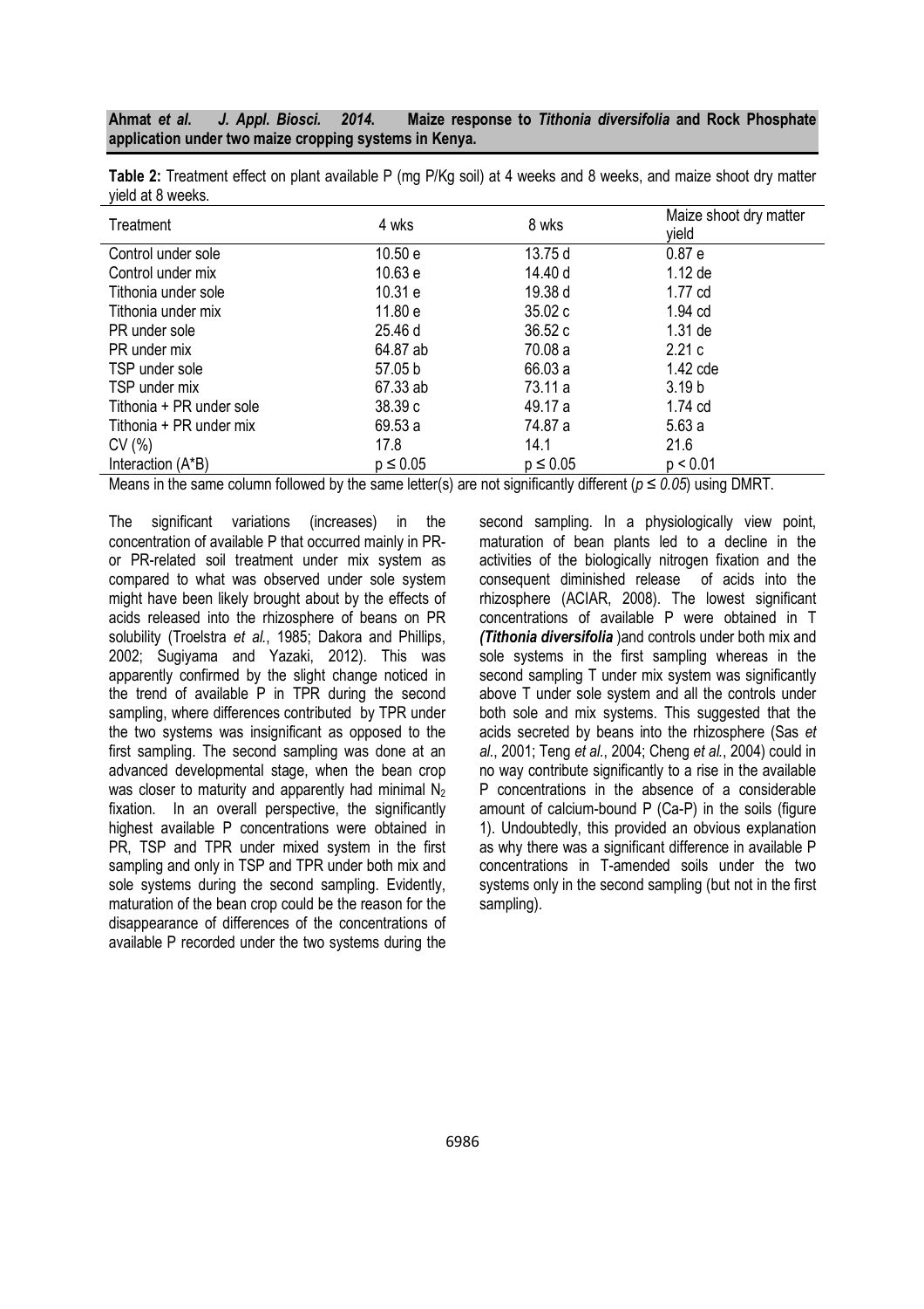**Table 2:** Treatment effect on plant available P (mg P/Kg soil) at 4 weeks and 8 weeks, and maize shoot dry matter yield at 8 weeks.

| Treatment | 4 wks | 8 wks | Maize shoot dry matter yield |
|---|---|---|---|
| Control under sole | 10.50 e | 13.75 d | 0.87 e |
| Control under mix | 10.63 e | 14.40 d | 1.12 de |
| Tithonia under sole | 10.31 e | 19.38 d | 1.77 cd |
| Tithonia under mix | 11.80 e | 35.02 c | 1.94 cd |
| PR under sole | 25.46 d | 36.52 c | 1.31 de |
| PR under mix | 64.87 ab | 70.08 a | 2.21 c |
| TSP under sole | 57.05 b | 66.03 a | 1.42 cde |
| TSP under mix | 67.33 ab | 73.11 a | 3.19 b |
| Tithonia + PR under sole | 38.39 c | 49.17 a | 1.74 cd |
| Tithonia + PR under mix | 69.53 a | 74.87 a | 5.63 a |
| CV (%) | 17.8 | 14.1 | 21.6 |
| Interaction (A*B) | $p \leq 0.05$ | $p \leq 0.05$ | $p < 0.01$ |

Means in the same column followed by the same letter(s) are not significantly different ($p \leq 0.05$) using DMRT.

The significant variations (increases) in the concentration of available P that occurred mainly in PR- or PR-related soil treatment under mix system as compared to what was observed under sole system might have been likely brought about by the effects of acids released into the rhizosphere of beans on PR solubility (Troelstra *et al.*, 1985; Dakora and Phillips, 2002; Sugiyama and Yazaki, 2012). This was apparently confirmed by the slight change noticed in the trend of available P in TPR during the second sampling, where differences contributed by TPR under the two systems was insignificant as opposed to the first sampling. The second sampling was done at an advanced developmental stage, when the bean crop was closer to maturity and apparently had minimal $N_2$ fixation. In an overall perspective, the significantly highest available P concentrations were obtained in PR, TSP and TPR under mixed system in the first sampling and only in TSP and TPR under both mix and sole systems during the second sampling. Evidently, maturation of the bean crop could be the reason for the disappearance of differences of the concentrations of available P recorded under the two systems during the second sampling. In a physiologically view point, maturation of bean plants led to a decline in the activities of the biologically nitrogen fixation and the consequent diminished release of acids into the rhizosphere (ACIAR, 2008). The lowest significant concentrations of available P were obtained in T ***(Tithonia diversifolia*** )and controls under both mix and sole systems in the first sampling whereas in the second sampling T under mix system was significantly above T under sole system and all the controls under both sole and mix systems. This suggested that the acids secreted by beans into the rhizosphere (Sas *et al.*, 2001; Teng *et al.*, 2004; Cheng *et al.*, 2004) could in no way contribute significantly to a rise in the available P concentrations in the absence of a considerable amount of calcium-bound P (Ca-P) in the soils (figure 1). Undoubtedly, this provided an obvious explanation as why there was a significant difference in available P concentrations in T-amended soils under the two systems only in the second sampling (but not in the first sampling).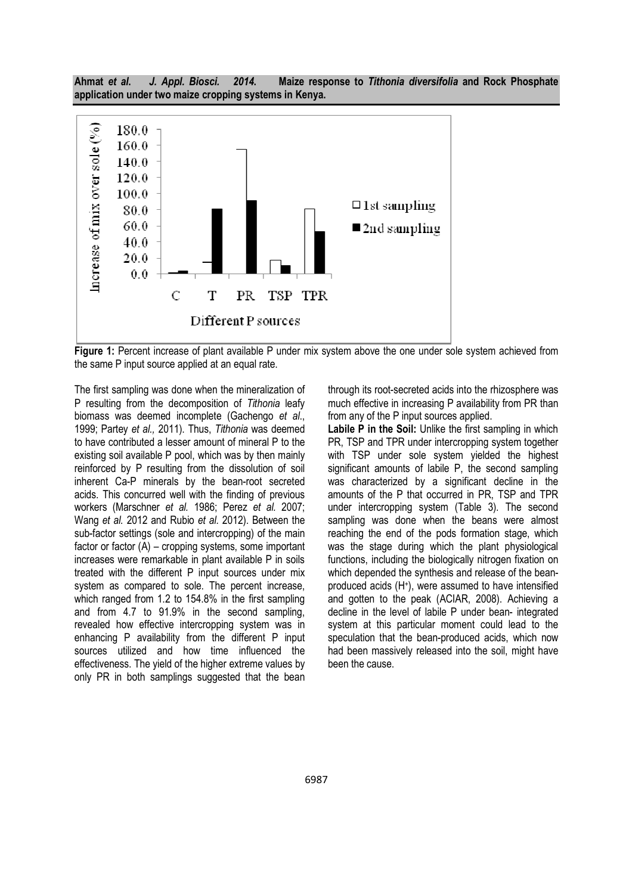Figure 1: Percent increase of plant available P under mix system above the one under sole system achieved from the same P input source applied at an equal rate.

The first sampling was done when the mineralization of P resulting from the decomposition of *Tithonia* leafy biomass was deemed incomplete (Gachengo *et al*., 1999; Partey *et al.,* 2011). Thus, *Tithonia* was deemed to have contributed a lesser amount of mineral P to the existing soil available P pool, which was by then mainly reinforced by P resulting from the dissolution of soil inherent Ca-P minerals by the bean-root secreted acids. This concurred well with the finding of previous workers (Marschner *et al.* 1986; Perez *et al.* 2007; Wang *et al.* 2012 and Rubio *et al.* 2012). Between the sub-factor settings (sole and intercropping) of the main factor or factor (A) – cropping systems, some important increases were remarkable in plant available P in soils treated with the different P input sources under mix system as compared to sole. The percent increase, which ranged from 1.2 to 154.8% in the first sampling and from 4.7 to 91.9% in the second sampling, revealed how effective intercropping system was in enhancing P availability from the different P input sources utilized and how time influenced the effectiveness. The yield of the higher extreme values by only PR in both samplings suggested that the bean through its root-secreted acids into the rhizosphere was much effective in increasing P availability from PR than from any of the P input sources applied.

**Labile P in the Soil:** Unlike the first sampling in which PR, TSP and TPR under intercropping system together with TSP under sole system yielded the highest significant amounts of labile P, the second sampling was characterized by a significant decline in the amounts of the P that occurred in PR, TSP and TPR under intercropping system (Table 3). The second sampling was done when the beans were almost reaching the end of the pods formation stage, which was the stage during which the plant physiological functions, including the biologically nitrogen fixation on which depended the synthesis and release of the bean-produced acids ($H^+$), were assumed to have intensified and gotten to the peak (ACIAR, 2008). Achieving a decline in the level of labile P under bean- integrated system at this particular moment could lead to the speculation that the bean-produced acids, which now had been massively released into the soil, might have been the cause.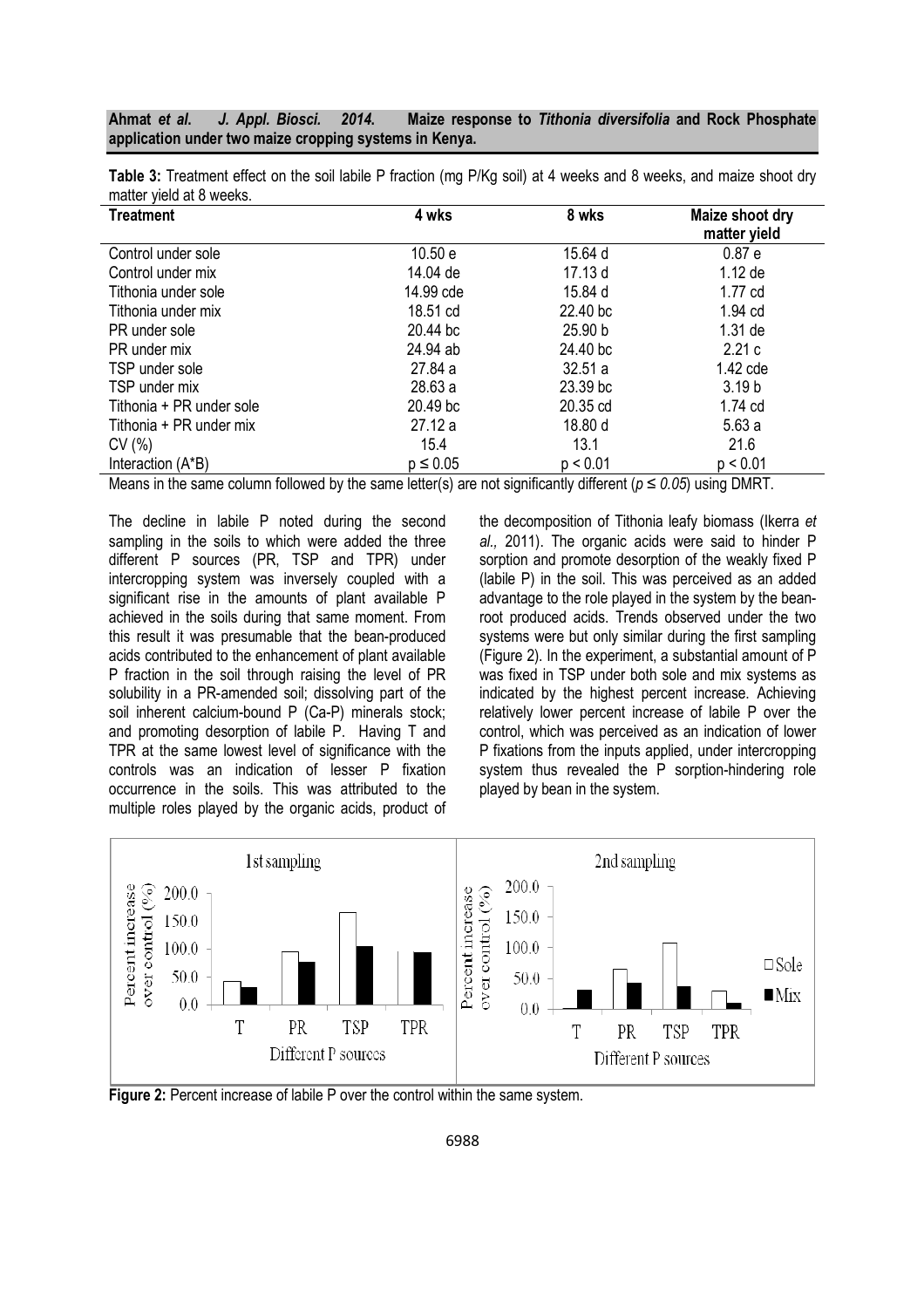**Table 3:** Treatment effect on the soil labile P fraction (mg P/Kg soil) at 4 weeks and 8 weeks, and maize shoot dry matter yield at 8 weeks.

| Treatment | 4 wks | 8 wks | Maize shoot dry matter yield |
|---|---|---|---|
| Control under sole | 10.50 e | 15.64 d | 0.87 e |
| Control under mix | 14.04 de | 17.13 d | 1.12 de |
| Tithonia under sole | 14.99 cde | 15.84 d | 1.77 cd |
| Tithonia under mix | 18.51 cd | 22.40 bc | 1.94 cd |
| PR under sole | 20.44 bc | 25.90 b | 1.31 de |
| PR under mix | 24.94 ab | 24.40 bc | 2.21 c |
| TSP under sole | 27.84 a | 32.51 a | 1.42 cde |
| TSP under mix | 28.63 a | 23.39 bc | 3.19 b |
| Tithonia + PR under sole | 20.49 bc | 20.35 cd | 1.74 cd |
| Tithonia + PR under mix | 27.12 a | 18.80 d | 5.63 a |
| CV (%) | 15.4 | 13.1 | 21.6 |
| Interaction (A*B) | $p \leq 0.05$ | $p < 0.01$ | $p < 0.01$ |

Means in the same column followed by the same letter(s) are not significantly different ($p \leq 0.05$) using DMRT.

The decline in labile P noted during the second sampling in the soils to which were added the three different P sources (PR, TSP and TPR) under intercropping system was inversely coupled with a significant rise in the amounts of plant available P achieved in the soils during that same moment. From this result it was presumable that the bean-produced acids contributed to the enhancement of plant available P fraction in the soil through raising the level of PR solubility in a PR-amended soil; dissolving part of the soil inherent calcium-bound P (Ca-P) minerals stock; and promoting desorption of labile P. Having T and TPR at the same lowest level of significance with the controls was an indication of lesser P fixation occurrence in the soils. This was attributed to the multiple roles played by the organic acids, product of the decomposition of Tithonia leafy biomass (Ikerra *et al.,* 2011). The organic acids were said to hinder P sorption and promote desorption of the weakly fixed P (labile P) in the soil. This was perceived as an added advantage to the role played in the system by the bean-root produced acids. Trends observed under the two systems were but only similar during the first sampling (Figure 2). In the experiment, a substantial amount of P was fixed in TSP under both sole and mix systems as indicated by the highest percent increase. Achieving relatively lower percent increase of labile P over the control, which was perceived as an indication of lower P fixations from the inputs applied, under intercropping system thus revealed the P sorption-hindering role played by bean in the system.

**Figure 2:** Percent increase of labile P over the control within the same system.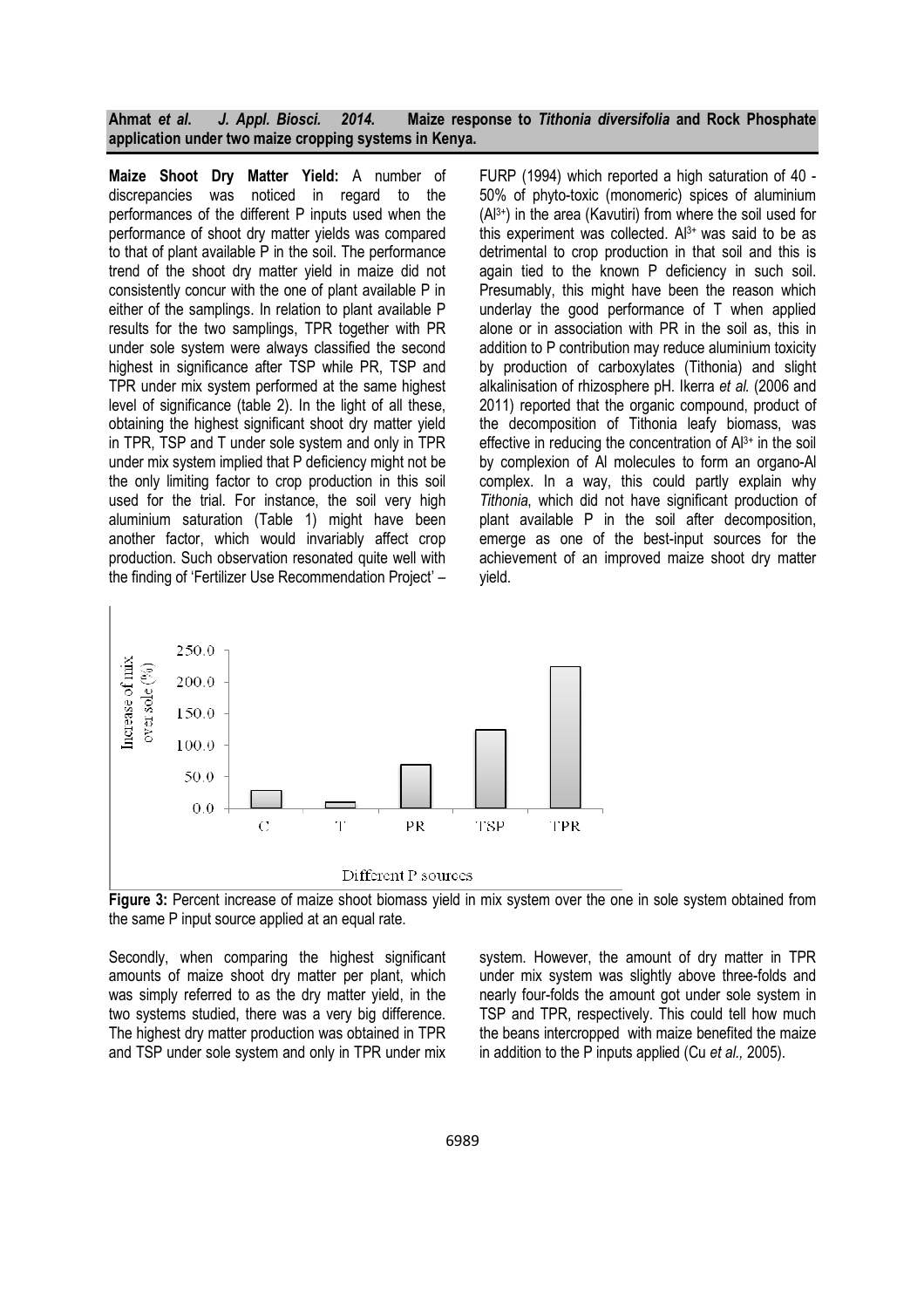**Maize Shoot Dry Matter Yield:** A number of discrepancies was noticed in regard to the performances of the different P inputs used when the performance of shoot dry matter yields was compared to that of plant available P in the soil. The performance trend of the shoot dry matter yield in maize did not consistently concur with the one of plant available P in either of the samplings. In relation to plant available P results for the two samplings, TPR together with PR under sole system were always classified the second highest in significance after TSP while PR, TSP and TPR under mix system performed at the same highest level of significance (table 2). In the light of all these, obtaining the highest significant shoot dry matter yield in TPR, TSP and T under sole system and only in TPR under mix system implied that P deficiency might not be the only limiting factor to crop production in this soil used for the trial. For instance, the soil very high aluminium saturation (Table 1) might have been another factor, which would invariably affect crop production. Such observation resonated quite well with the finding of 'Fertilizer Use Recommendation Project' – FURP (1994) which reported a high saturation of 40 - 50% of phyto-toxic (monomeric) spices of aluminium ($Al^{3+}$) in the area (Kavutiri) from where the soil used for this experiment was collected. $Al^{3+}$ was said to be as detrimental to crop production in that soil and this is again tied to the known P deficiency in such soil. Presumably, this might have been the reason which underlay the good performance of T when applied alone or in association with PR in the soil as, this in addition to P contribution may reduce aluminium toxicity by production of carboxylates (Tithonia) and slight alkalinisation of rhizosphere pH. Ikerra *et al.* (2006 and 2011) reported that the organic compound, product of the decomposition of Tithonia leafy biomass, was effective in reducing the concentration of $Al^{3+}$ in the soil by complexion of Al molecules to form an organo-Al complex. In a way, this could partly explain why *Tithonia*, which did not have significant production of plant available P in the soil after decomposition, emerge as one of the best-input sources for the achievement of an improved maize shoot dry matter yield.

**Figure 3:** Percent increase of maize shoot biomass yield in mix system over the one in sole system obtained from the same P input source applied at an equal rate.

Secondly, when comparing the highest significant amounts of maize shoot dry matter per plant, which was simply referred to as the dry matter yield, in the two systems studied, there was a very big difference. The highest dry matter production was obtained in TPR and TSP under sole system and only in TPR under mix system. However, the amount of dry matter in TPR under mix system was slightly above three-folds and nearly four-folds the amount got under sole system in TSP and TPR, respectively. This could tell how much the beans intercropped with maize benefited the maize in addition to the P inputs applied (Cu *et al.,* 2005).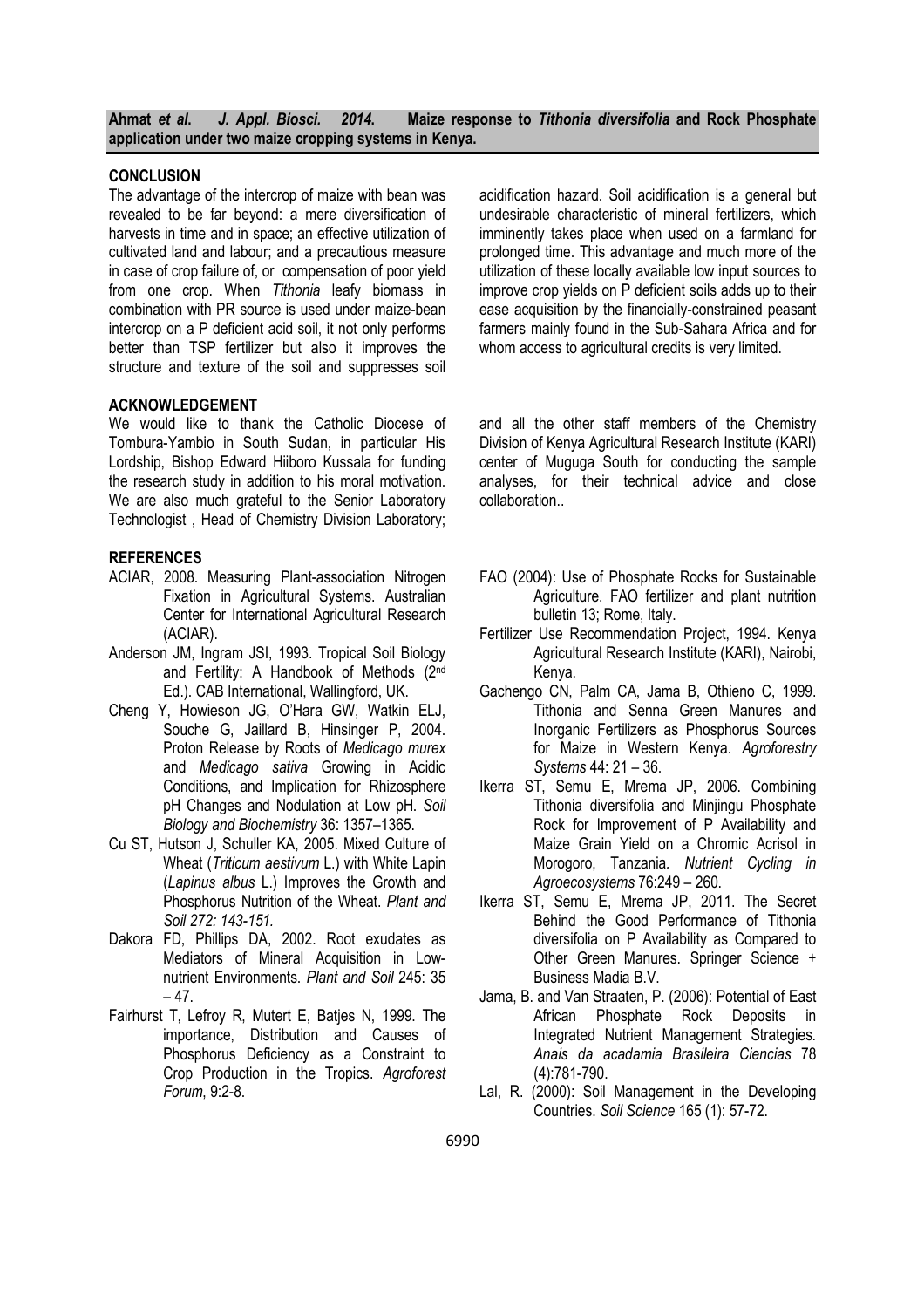## CONCLUSION

The advantage of the intercrop of maize with bean was revealed to be far beyond: a mere diversification of harvests in time and in space; an effective utilization of cultivated land and labour; and a precautious measure in case of crop failure of, or compensation of poor yield from one crop. When *Tithonia* leafy biomass in combination with PR source is used under maize-bean intercrop on a P deficient acid soil, it not only performs better than TSP fertilizer but also it improves the structure and texture of the soil and suppresses soil acidification hazard. Soil acidification is a general but undesirable characteristic of mineral fertilizers, which imminently takes place when used on a farmland for prolonged time. This advantage and much more of the utilization of these locally available low input sources to improve crop yields on P deficient soils adds up to their ease acquisition by the financially-constrained peasant farmers mainly found in the Sub-Sahara Africa and for whom access to agricultural credits is very limited.

## ACKNOWLEDGEMENT

We would like to thank the Catholic Diocese of Tombura-Yambio in South Sudan, in particular His Lordship, Bishop Edward Hiiboro Kussala for funding the research study in addition to his moral motivation. We are also much grateful to the Senior Laboratory Technologist , Head of Chemistry Division Laboratory; and all the other staff members of the Chemistry Division of Kenya Agricultural Research Institute (KARI) center of Muguga South for conducting the sample analyses, for their technical advice and close collaboration..

## REFERENCES

- ACIAR, 2008. Measuring Plant-association Nitrogen Fixation in Agricultural Systems. Australian Center for International Agricultural Research (ACIAR).
- Anderson JM, Ingram JSI, 1993. Tropical Soil Biology and Fertility: A Handbook of Methods (2nd Ed.). CAB International, Wallingford, UK.
- Cheng Y, Howieson JG, O'Hara GW, Watkin ELJ, Souche G, Jaillard B, Hinsinger P, 2004. Proton Release by Roots of *Medicago murex* and *Medicago sativa* Growing in Acidic Conditions, and Implication for Rhizosphere pH Changes and Nodulation at Low pH. *Soil Biology and Biochemistry* 36: 1357–1365.
- Cu ST, Hutson J, Schuller KA, 2005. Mixed Culture of Wheat (*Triticum aestivum* L.) with White Lapin (*Lapinus albus* L.) Improves the Growth and Phosphorus Nutrition of the Wheat. *Plant and Soil 272: 143-151.*
- Dakora FD, Phillips DA, 2002. Root exudates as Mediators of Mineral Acquisition in Low-nutrient Environments. *Plant and Soil* 245: 35 – 47.
- Fairhurst T, Lefroy R, Mutert E, Batjes N, 1999. The importance, Distribution and Causes of Phosphorus Deficiency as a Constraint to Crop Production in the Tropics. *Agroforest Forum*, 9:2-8.
- FAO (2004): Use of Phosphate Rocks for Sustainable Agriculture. FAO fertilizer and plant nutrition bulletin 13; Rome, Italy.
- Fertilizer Use Recommendation Project, 1994. Kenya Agricultural Research Institute (KARI), Nairobi, Kenya.
- Gachengo CN, Palm CA, Jama B, Othieno C, 1999. Tithonia and Senna Green Manures and Inorganic Fertilizers as Phosphorus Sources for Maize in Western Kenya. *Agroforestry Systems* 44: 21 – 36.
- Ikerra ST, Semu E, Mrema JP, 2006. Combining Tithonia diversifolia and Minjingu Phosphate Rock for Improvement of P Availability and Maize Grain Yield on a Chromic Acrisol in Morogoro, Tanzania. *Nutrient Cycling in Agroecosystems* 76:249 – 260.
- Ikerra ST, Semu E, Mrema JP, 2011. The Secret Behind the Good Performance of Tithonia diversifolia on P Availability as Compared to Other Green Manures. Springer Science + Business Madia B.V.
- Jama, B. and Van Straaten, P. (2006): Potential of East African Phosphate Rock Deposits in Integrated Nutrient Management Strategies. *Anais da acadamia Brasileira Ciencias* 78 (4):781-790.
- Lal, R. (2000): Soil Management in the Developing Countries. *Soil Science* 165 (1): 57-72.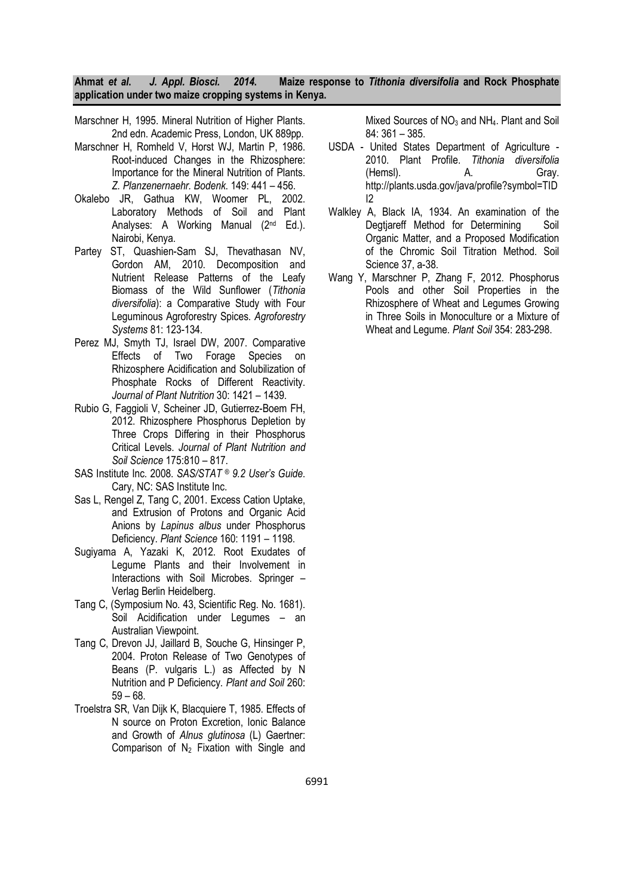Marschner H, 1995. Mineral Nutrition of Higher Plants. 2nd edn. Academic Press, London, UK 889pp.

Marschner H, Romheld V, Horst WJ, Martin P, 1986. Root-induced Changes in the Rhizosphere: Importance for the Mineral Nutrition of Plants. *Z. Planzenernaehr. Bodenk.* 149: 441 – 456.

Okalebo JR, Gathua KW, Woomer PL, 2002. Laboratory Methods of Soil and Plant Analyses: A Working Manual (2nd Ed.). Nairobi, Kenya.

Partey ST, Quashien-Sam SJ, Thevathasan NV, Gordon AM, 2010. Decomposition and Nutrient Release Patterns of the Leafy Biomass of the Wild Sunflower (*Tithonia diversifolia*): a Comparative Study with Four Leguminous Agroforestry Spices. *Agroforestry Systems* 81: 123-134.

Perez MJ, Smyth TJ, Israel DW, 2007. Comparative Effects of Two Forage Species on Rhizosphere Acidification and Solubilization of Phosphate Rocks of Different Reactivity. *Journal of Plant Nutrition* 30: 1421 – 1439.

Rubio G, Faggioli V, Scheiner JD, Gutierrez-Boem FH, 2012. Rhizosphere Phosphorus Depletion by Three Crops Differing in their Phosphorus Critical Levels. *Journal of Plant Nutrition and Soil Science* 175:810 – 817.

SAS Institute Inc. 2008. *SAS/STAT ® 9.2 User's Guide.* Cary, NC: SAS Institute Inc.

Sas L, Rengel Z, Tang C, 2001. Excess Cation Uptake, and Extrusion of Protons and Organic Acid Anions by *Lapinus albus* under Phosphorus Deficiency. *Plant Science* 160: 1191 – 1198.

Sugiyama A, Yazaki K, 2012. Root Exudates of Legume Plants and their Involvement in Interactions with Soil Microbes. Springer – Verlag Berlin Heidelberg.

Tang C, (Symposium No. 43, Scientific Reg. No. 1681). Soil Acidification under Legumes – an Australian Viewpoint.

Tang C, Drevon JJ, Jaillard B, Souche G, Hinsinger P, 2004. Proton Release of Two Genotypes of Beans (P. vulgaris L.) as Affected by N Nutrition and P Deficiency. *Plant and Soil* 260: 59 – 68.

Troelstra SR, Van Dijk K, Blacquiere T, 1985. Effects of N source on Proton Excretion, Ionic Balance and Growth of *Alnus glutinosa* (L) Gaertner: Comparison of $N_2$ Fixation with Single and Mixed Sources of $NO_3$ and $NH_4$. Plant and Soil 84: 361 – 385.

USDA - United States Department of Agriculture - 2010. Plant Profile. *Tithonia diversifolia* (Hemsl). A. Gray. http://plants.usda.gov/java/profile?symbol=TIDI2

Walkley A, Black IA, 1934. An examination of the Degtjareff Method for Determining Soil Organic Matter, and a Proposed Modification of the Chromic Soil Titration Method. Soil Science 37, a-38.

Wang Y, Marschner P, Zhang F, 2012. Phosphorus Pools and other Soil Properties in the Rhizosphere of Wheat and Legumes Growing in Three Soils in Monoculture or a Mixture of Wheat and Legume. *Plant Soil* 354: 283-298.